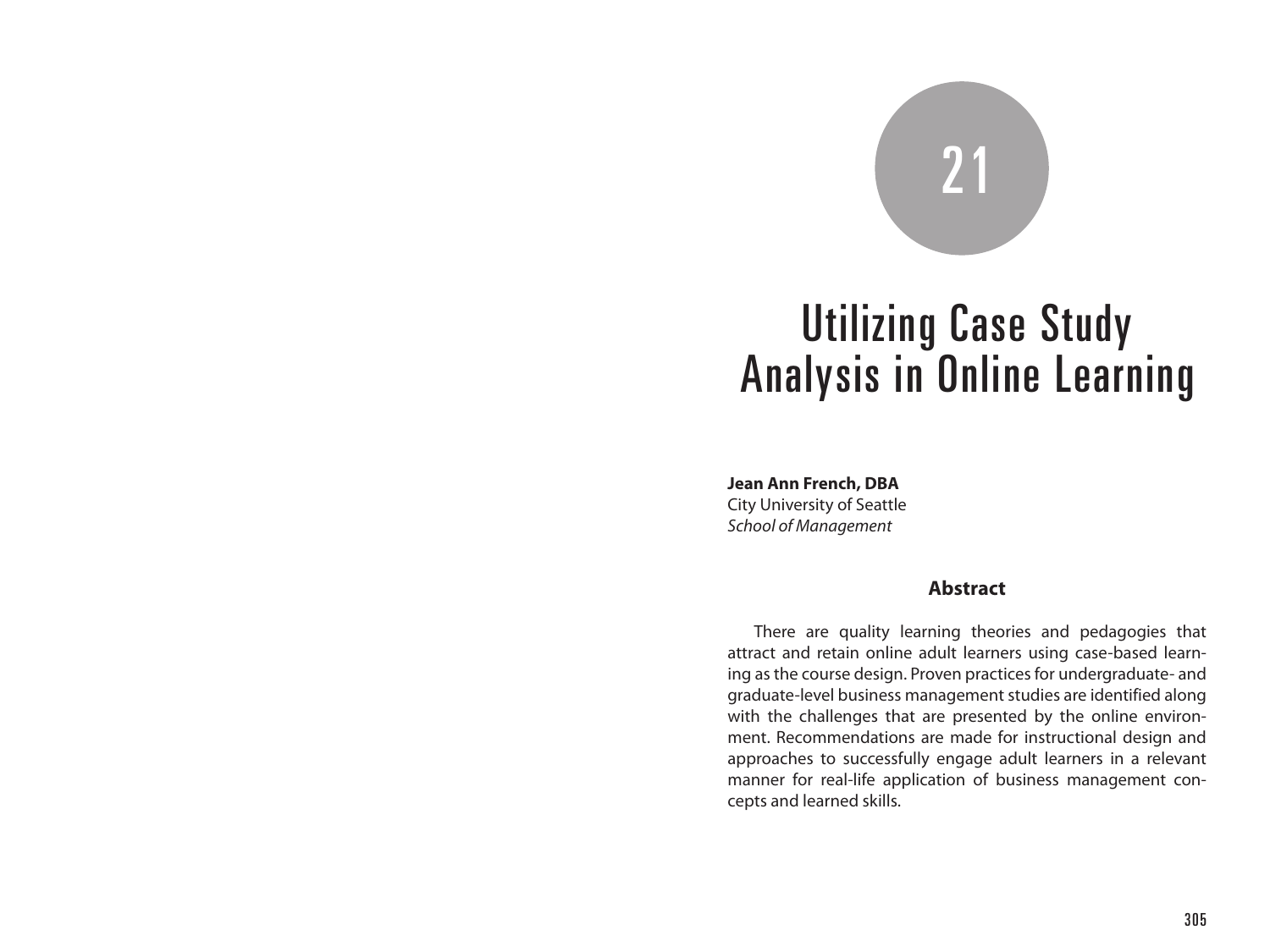21

# Utilizing Case Study Analysis in Online Learning

**Jean Ann French, DBA**
City University of Seattle
*School of Management*

## Abstract

There are quality learning theories and pedagogies that attract and retain online adult learners using case-based learning as the course design. Proven practices for undergraduate- and graduate-level business management studies are identified along with the challenges that are presented by the online environment. Recommendations are made for instructional design and approaches to successfully engage adult learners in a relevant manner for real-life application of business management concepts and learned skills.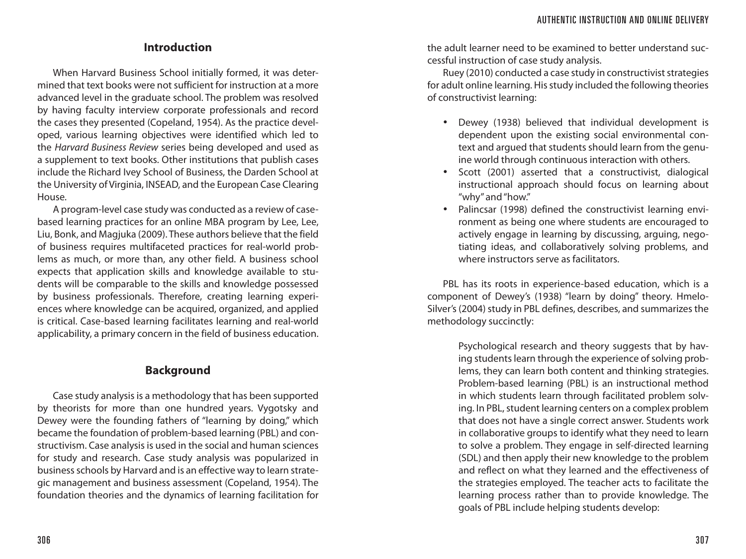## Introduction

When Harvard Business School initially formed, it was determined that text books were not sufficient for instruction at a more advanced level in the graduate school. The problem was resolved by having faculty interview corporate professionals and record the cases they presented (Copeland, 1954). As the practice developed, various learning objectives were identified which led to the *Harvard Business Review* series being developed and used as a supplement to text books. Other institutions that publish cases include the Richard Ivey School of Business, the Darden School at the University of Virginia, INSEAD, and the European Case Clearing House.

A program-level case study was conducted as a review of case-based learning practices for an online MBA program by Lee, Lee, Liu, Bonk, and Magjuka (2009). These authors believe that the field of business requires multifaceted practices for real-world problems as much, or more than, any other field. A business school expects that application skills and knowledge available to students will be comparable to the skills and knowledge possessed by business professionals. Therefore, creating learning experiences where knowledge can be acquired, organized, and applied is critical. Case-based learning facilitates learning and real-world applicability, a primary concern in the field of business education.

## Background

Case study analysis is a methodology that has been supported by theorists for more than one hundred years. Vygotsky and Dewey were the founding fathers of "learning by doing," which became the foundation of problem-based learning (PBL) and constructivism. Case analysis is used in the social and human sciences for study and research. Case study analysis was popularized in business schools by Harvard and is an effective way to learn strategic management and business assessment (Copeland, 1954). The foundation theories and the dynamics of learning facilitation for the adult learner need to be examined to better understand successful instruction of case study analysis.

Ruey (2010) conducted a case study in constructivist strategies for adult online learning. His study included the following theories of constructivist learning:

- Dewey (1938) believed that individual development is dependent upon the existing social environmental context and argued that students should learn from the genuine world through continuous interaction with others.
- Scott (2001) asserted that a constructivist, dialogical instructional approach should focus on learning about "why" and "how."
- Palincsar (1998) defined the constructivist learning environment as being one where students are encouraged to actively engage in learning by discussing, arguing, negotiating ideas, and collaboratively solving problems, and where instructors serve as facilitators.

PBL has its roots in experience-based education, which is a component of Dewey's (1938) "learn by doing" theory. Hmelo-Silver's (2004) study in PBL defines, describes, and summarizes the methodology succinctly:

> Psychological research and theory suggests that by having students learn through the experience of solving problems, they can learn both content and thinking strategies. Problem-based learning (PBL) is an instructional method in which students learn through facilitated problem solving. In PBL, student learning centers on a complex problem that does not have a single correct answer. Students work in collaborative groups to identify what they need to learn to solve a problem. They engage in self-directed learning (SDL) and then apply their new knowledge to the problem and reflect on what they learned and the effectiveness of the strategies employed. The teacher acts to facilitate the learning process rather than to provide knowledge. The goals of PBL include helping students develop: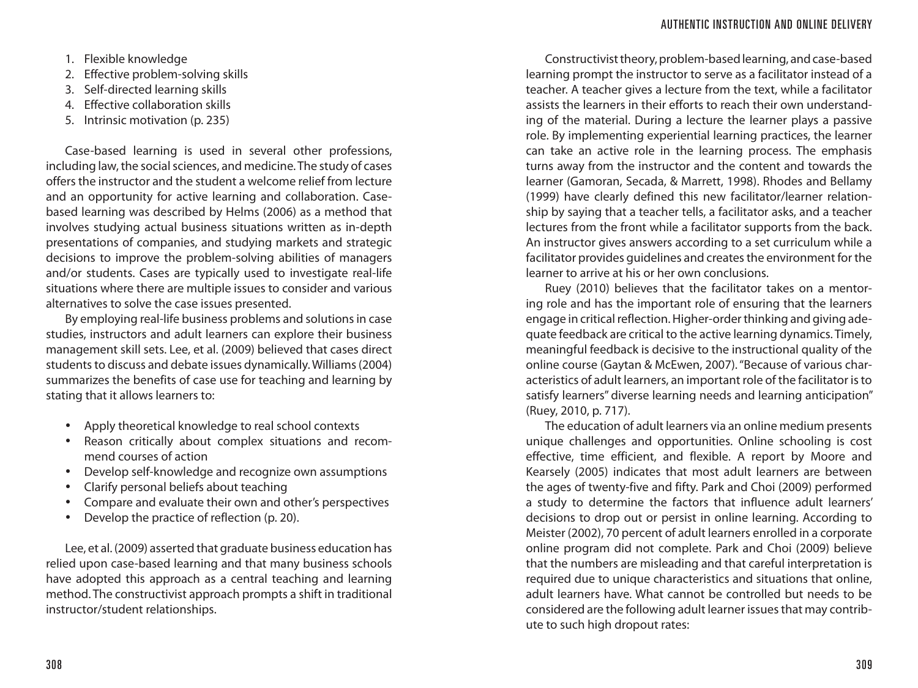1. Flexible knowledge
2. Effective problem-solving skills
3. Self-directed learning skills
4. Effective collaboration skills
5. Intrinsic motivation (p. 235)

Case-based learning is used in several other professions, including law, the social sciences, and medicine. The study of cases offers the instructor and the student a welcome relief from lecture and an opportunity for active learning and collaboration. Case-based learning was described by Helms (2006) as a method that involves studying actual business situations written as in-depth presentations of companies, and studying markets and strategic decisions to improve the problem-solving abilities of managers and/or students. Cases are typically used to investigate real-life situations where there are multiple issues to consider and various alternatives to solve the case issues presented.

By employing real-life business problems and solutions in case studies, instructors and adult learners can explore their business management skill sets. Lee, et al. (2009) believed that cases direct students to discuss and debate issues dynamically. Williams (2004) summarizes the benefits of case use for teaching and learning by stating that it allows learners to:

- Apply theoretical knowledge to real school contexts
- Reason critically about complex situations and recommend courses of action
- Develop self-knowledge and recognize own assumptions
- Clarify personal beliefs about teaching
- Compare and evaluate their own and other's perspectives
- Develop the practice of reflection (p. 20).

Lee, et al. (2009) asserted that graduate business education has relied upon case-based learning and that many business schools have adopted this approach as a central teaching and learning method. The constructivist approach prompts a shift in traditional instructor/student relationships.

Constructivist theory, problem-based learning, and case-based learning prompt the instructor to serve as a facilitator instead of a teacher. A teacher gives a lecture from the text, while a facilitator assists the learners in their efforts to reach their own understanding of the material. During a lecture the learner plays a passive role. By implementing experiential learning practices, the learner can take an active role in the learning process. The emphasis turns away from the instructor and the content and towards the learner (Gamoran, Secada, & Marrett, 1998). Rhodes and Bellamy (1999) have clearly defined this new facilitator/learner relationship by saying that a teacher tells, a facilitator asks, and a teacher lectures from the front while a facilitator supports from the back. An instructor gives answers according to a set curriculum while a facilitator provides guidelines and creates the environment for the learner to arrive at his or her own conclusions.

Ruey (2010) believes that the facilitator takes on a mentoring role and has the important role of ensuring that the learners engage in critical reflection. Higher-order thinking and giving adequate feedback are critical to the active learning dynamics. Timely, meaningful feedback is decisive to the instructional quality of the online course (Gaytan & McEwen, 2007). "Because of various characteristics of adult learners, an important role of the facilitator is to satisfy learners" diverse learning needs and learning anticipation" (Ruey, 2010, p. 717).

The education of adult learners via an online medium presents unique challenges and opportunities. Online schooling is cost effective, time efficient, and flexible. A report by Moore and Kearsely (2005) indicates that most adult learners are between the ages of twenty-five and fifty. Park and Choi (2009) performed a study to determine the factors that influence adult learners' decisions to drop out or persist in online learning. According to Meister (2002), 70 percent of adult learners enrolled in a corporate online program did not complete. Park and Choi (2009) believe that the numbers are misleading and that careful interpretation is required due to unique characteristics and situations that online, adult learners have. What cannot be controlled but needs to be considered are the following adult learner issues that may contribute to such high dropout rates: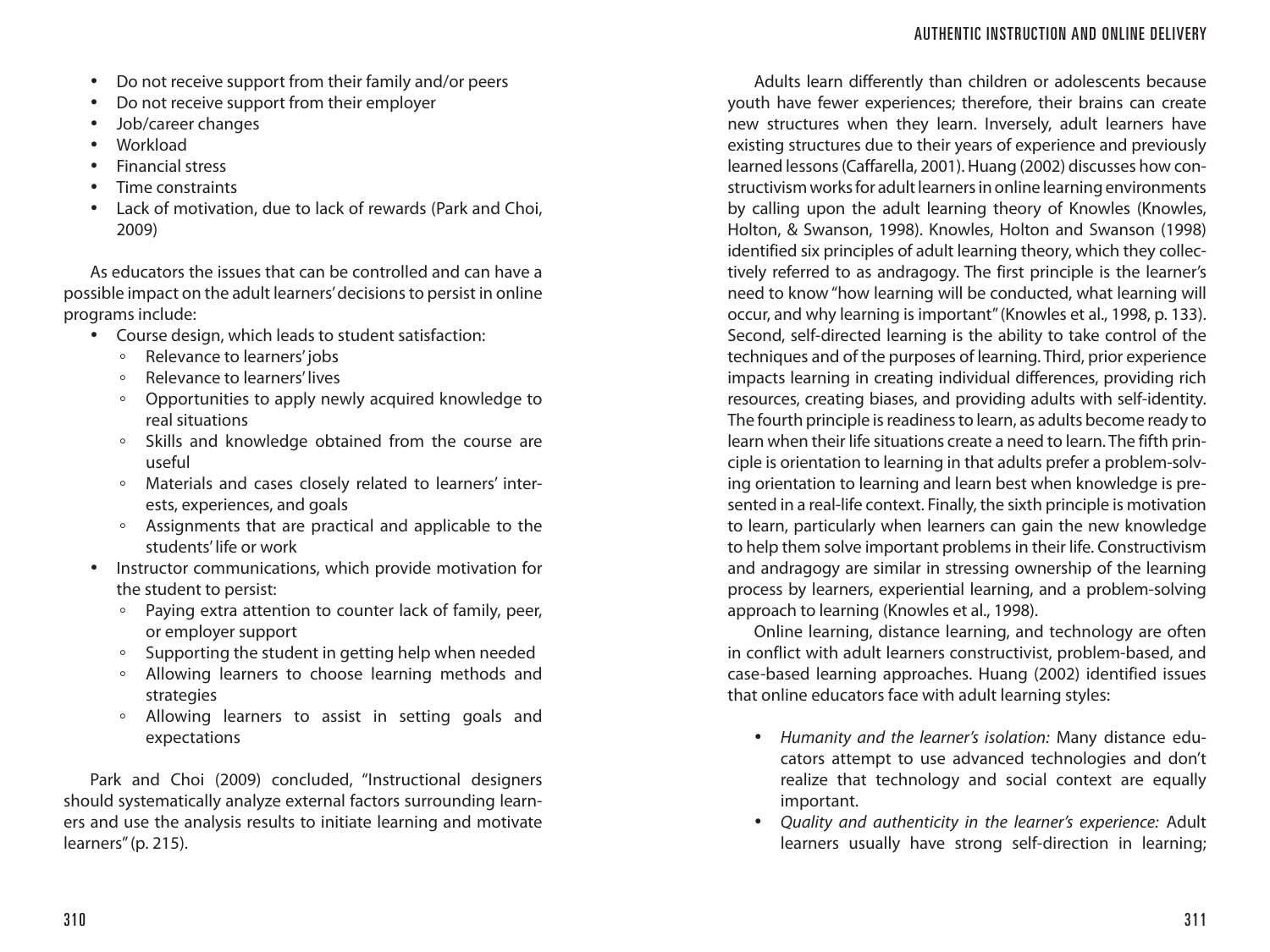- Do not receive support from their family and/or peers
- Do not receive support from their employer
- Job/career changes
- Workload
- Financial stress
- Time constraints
- Lack of motivation, due to lack of rewards (Park and Choi, 2009)

As educators the issues that can be controlled and can have a possible impact on the adult learners' decisions to persist in online programs include:

- Course design, which leads to student satisfaction:
  - Relevance to learners' jobs
  - Relevance to learners' lives
  - Opportunities to apply newly acquired knowledge to real situations
  - Skills and knowledge obtained from the course are useful
  - Materials and cases closely related to learners' interests, experiences, and goals
  - Assignments that are practical and applicable to the students' life or work
- Instructor communications, which provide motivation for the student to persist:
  - Paying extra attention to counter lack of family, peer, or employer support
  - Supporting the student in getting help when needed
  - Allowing learners to choose learning methods and strategies
  - Allowing learners to assist in setting goals and expectations

Park and Choi (2009) concluded, "Instructional designers should systematically analyze external factors surrounding learners and use the analysis results to initiate learning and motivate learners" (p. 215).

Adults learn differently than children or adolescents because youth have fewer experiences; therefore, their brains can create new structures when they learn. Inversely, adult learners have existing structures due to their years of experience and previously learned lessons (Caffarella, 2001). Huang (2002) discusses how constructivism works for adult learners in online learning environments by calling upon the adult learning theory of Knowles (Knowles, Holton, & Swanson, 1998). Knowles, Holton and Swanson (1998) identified six principles of adult learning theory, which they collectively referred to as andragogy. The first principle is the learner's need to know "how learning will be conducted, what learning will occur, and why learning is important" (Knowles et al., 1998, p. 133). Second, self-directed learning is the ability to take control of the techniques and of the purposes of learning. Third, prior experience impacts learning in creating individual differences, providing rich resources, creating biases, and providing adults with self-identity. The fourth principle is readiness to learn, as adults become ready to learn when their life situations create a need to learn. The fifth principle is orientation to learning in that adults prefer a problem-solving orientation to learning and learn best when knowledge is presented in a real-life context. Finally, the sixth principle is motivation to learn, particularly when learners can gain the new knowledge to help them solve important problems in their life. Constructivism and andragogy are similar in stressing ownership of the learning process by learners, experiential learning, and a problem-solving approach to learning (Knowles et al., 1998).

Online learning, distance learning, and technology are often in conflict with adult learners constructivist, problem-based, and case-based learning approaches. Huang (2002) identified issues that online educators face with adult learning styles:

- *Humanity and the learner's isolation:* Many distance educators attempt to use advanced technologies and don't realize that technology and social context are equally important.
- *Quality and authenticity in the learner's experience:* Adult learners usually have strong self-direction in learning;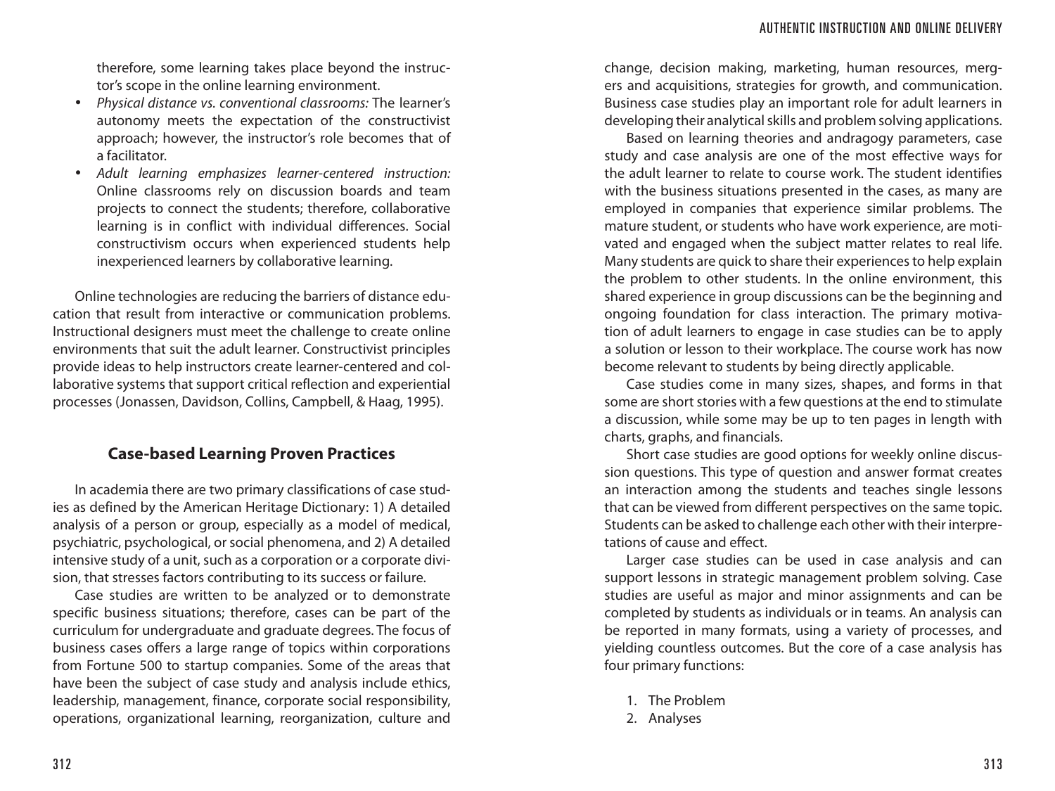therefore, some learning takes place beyond the instructor's scope in the online learning environment.

- *Physical distance vs. conventional classrooms:* The learner's autonomy meets the expectation of the constructivist approach; however, the instructor's role becomes that of a facilitator.
- *Adult learning emphasizes learner-centered instruction:* Online classrooms rely on discussion boards and team projects to connect the students; therefore, collaborative learning is in conflict with individual differences. Social constructivism occurs when experienced students help inexperienced learners by collaborative learning.

Online technologies are reducing the barriers of distance education that result from interactive or communication problems. Instructional designers must meet the challenge to create online environments that suit the adult learner. Constructivist principles provide ideas to help instructors create learner-centered and collaborative systems that support critical reflection and experiential processes (Jonassen, Davidson, Collins, Campbell, & Haag, 1995).

## Case-based Learning Proven Practices

In academia there are two primary classifications of case studies as defined by the American Heritage Dictionary: 1) A detailed analysis of a person or group, especially as a model of medical, psychiatric, psychological, or social phenomena, and 2) A detailed intensive study of a unit, such as a corporation or a corporate division, that stresses factors contributing to its success or failure.

Case studies are written to be analyzed or to demonstrate specific business situations; therefore, cases can be part of the curriculum for undergraduate and graduate degrees. The focus of business cases offers a large range of topics within corporations from Fortune 500 to startup companies. Some of the areas that have been the subject of case study and analysis include ethics, leadership, management, finance, corporate social responsibility, operations, organizational learning, reorganization, culture and change, decision making, marketing, human resources, mergers and acquisitions, strategies for growth, and communication. Business case studies play an important role for adult learners in developing their analytical skills and problem solving applications.

Based on learning theories and andragogy parameters, case study and case analysis are one of the most effective ways for the adult learner to relate to course work. The student identifies with the business situations presented in the cases, as many are employed in companies that experience similar problems. The mature student, or students who have work experience, are motivated and engaged when the subject matter relates to real life. Many students are quick to share their experiences to help explain the problem to other students. In the online environment, this shared experience in group discussions can be the beginning and ongoing foundation for class interaction. The primary motivation of adult learners to engage in case studies can be to apply a solution or lesson to their workplace. The course work has now become relevant to students by being directly applicable.

Case studies come in many sizes, shapes, and forms in that some are short stories with a few questions at the end to stimulate a discussion, while some may be up to ten pages in length with charts, graphs, and financials.

Short case studies are good options for weekly online discussion questions. This type of question and answer format creates an interaction among the students and teaches single lessons that can be viewed from different perspectives on the same topic. Students can be asked to challenge each other with their interpretations of cause and effect.

Larger case studies can be used in case analysis and can support lessons in strategic management problem solving. Case studies are useful as major and minor assignments and can be completed by students as individuals or in teams. An analysis can be reported in many formats, using a variety of processes, and yielding countless outcomes. But the core of a case analysis has four primary functions:

1. The Problem
2. Analyses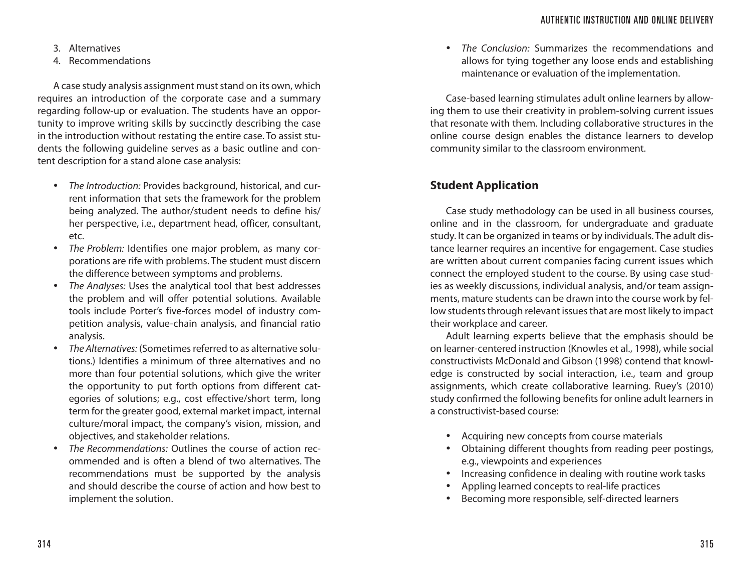3. Alternatives
4. Recommendations

A case study analysis assignment must stand on its own, which requires an introduction of the corporate case and a summary regarding follow-up or evaluation. The students have an opportunity to improve writing skills by succinctly describing the case in the introduction without restating the entire case. To assist students the following guideline serves as a basic outline and content description for a stand alone case analysis:

- *The Introduction:* Provides background, historical, and current information that sets the framework for the problem being analyzed. The author/student needs to define his/her perspective, i.e., department head, officer, consultant, etc.
- *The Problem:* Identifies one major problem, as many corporations are rife with problems. The student must discern the difference between symptoms and problems.
- *The Analyses:* Uses the analytical tool that best addresses the problem and will offer potential solutions. Available tools include Porter's five-forces model of industry competition analysis, value-chain analysis, and financial ratio analysis.
- *The Alternatives:* (Sometimes referred to as alternative solutions.) Identifies a minimum of three alternatives and no more than four potential solutions, which give the writer the opportunity to put forth options from different categories of solutions; e.g., cost effective/short term, long term for the greater good, external market impact, internal culture/moral impact, the company's vision, mission, and objectives, and stakeholder relations.
- *The Recommendations:* Outlines the course of action recommended and is often a blend of two alternatives. The recommendations must be supported by the analysis and should describe the course of action and how best to implement the solution.
- *The Conclusion:* Summarizes the recommendations and allows for tying together any loose ends and establishing maintenance or evaluation of the implementation.

Case-based learning stimulates adult online learners by allowing them to use their creativity in problem-solving current issues that resonate with them. Including collaborative structures in the online course design enables the distance learners to develop community similar to the classroom environment.

## Student Application

Case study methodology can be used in all business courses, online and in the classroom, for undergraduate and graduate study. It can be organized in teams or by individuals. The adult distance learner requires an incentive for engagement. Case studies are written about current companies facing current issues which connect the employed student to the course. By using case studies as weekly discussions, individual analysis, and/or team assignments, mature students can be drawn into the course work by fellow students through relevant issues that are most likely to impact their workplace and career.

Adult learning experts believe that the emphasis should be on learner-centered instruction (Knowles et al., 1998), while social constructivists McDonald and Gibson (1998) contend that knowledge is constructed by social interaction, i.e., team and group assignments, which create collaborative learning. Ruey's (2010) study confirmed the following benefits for online adult learners in a constructivist-based course:

- Acquiring new concepts from course materials
- Obtaining different thoughts from reading peer postings, e.g., viewpoints and experiences
- Increasing confidence in dealing with routine work tasks
- Appling learned concepts to real-life practices
- Becoming more responsible, self-directed learners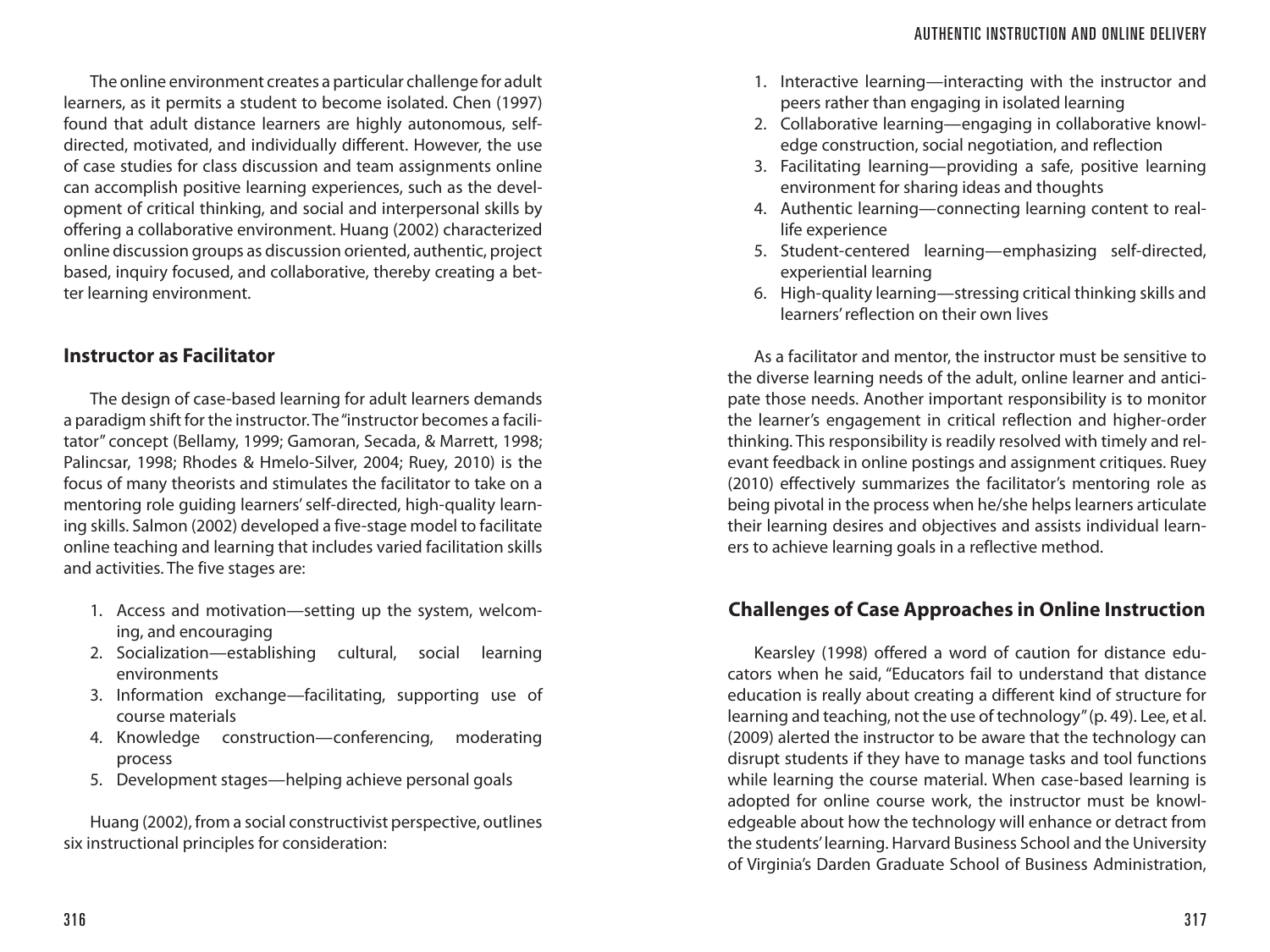The online environment creates a particular challenge for adult learners, as it permits a student to become isolated. Chen (1997) found that adult distance learners are highly autonomous, self-directed, motivated, and individually different. However, the use of case studies for class discussion and team assignments online can accomplish positive learning experiences, such as the development of critical thinking, and social and interpersonal skills by offering a collaborative environment. Huang (2002) characterized online discussion groups as discussion oriented, authentic, project based, inquiry focused, and collaborative, thereby creating a better learning environment.

## Instructor as Facilitator

The design of case-based learning for adult learners demands a paradigm shift for the instructor. The "instructor becomes a facilitator" concept (Bellamy, 1999; Gamoran, Secada, & Marrett, 1998; Palincsar, 1998; Rhodes & Hmelo-Silver, 2004; Ruey, 2010) is the focus of many theorists and stimulates the facilitator to take on a mentoring role guiding learners' self-directed, high-quality learning skills. Salmon (2002) developed a five-stage model to facilitate online teaching and learning that includes varied facilitation skills and activities. The five stages are:

1. Access and motivation—setting up the system, welcoming, and encouraging
2. Socialization—establishing cultural, social learning environments
3. Information exchange—facilitating, supporting use of course materials
4. Knowledge construction—conferencing, moderating process
5. Development stages—helping achieve personal goals

Huang (2002), from a social constructivist perspective, outlines six instructional principles for consideration:

1. Interactive learning—interacting with the instructor and peers rather than engaging in isolated learning
2. Collaborative learning—engaging in collaborative knowledge construction, social negotiation, and reflection
3. Facilitating learning—providing a safe, positive learning environment for sharing ideas and thoughts
4. Authentic learning—connecting learning content to real-life experience
5. Student-centered learning—emphasizing self-directed, experiential learning
6. High-quality learning—stressing critical thinking skills and learners' reflection on their own lives

As a facilitator and mentor, the instructor must be sensitive to the diverse learning needs of the adult, online learner and anticipate those needs. Another important responsibility is to monitor the learner's engagement in critical reflection and higher-order thinking. This responsibility is readily resolved with timely and relevant feedback in online postings and assignment critiques. Ruey (2010) effectively summarizes the facilitator's mentoring role as being pivotal in the process when he/she helps learners articulate their learning desires and objectives and assists individual learners to achieve learning goals in a reflective method.

## Challenges of Case Approaches in Online Instruction

Kearsley (1998) offered a word of caution for distance educators when he said, "Educators fail to understand that distance education is really about creating a different kind of structure for learning and teaching, not the use of technology" (p. 49). Lee, et al. (2009) alerted the instructor to be aware that the technology can disrupt students if they have to manage tasks and tool functions while learning the course material. When case-based learning is adopted for online course work, the instructor must be knowledgeable about how the technology will enhance or detract from the students' learning. Harvard Business School and the University of Virginia's Darden Graduate School of Business Administration,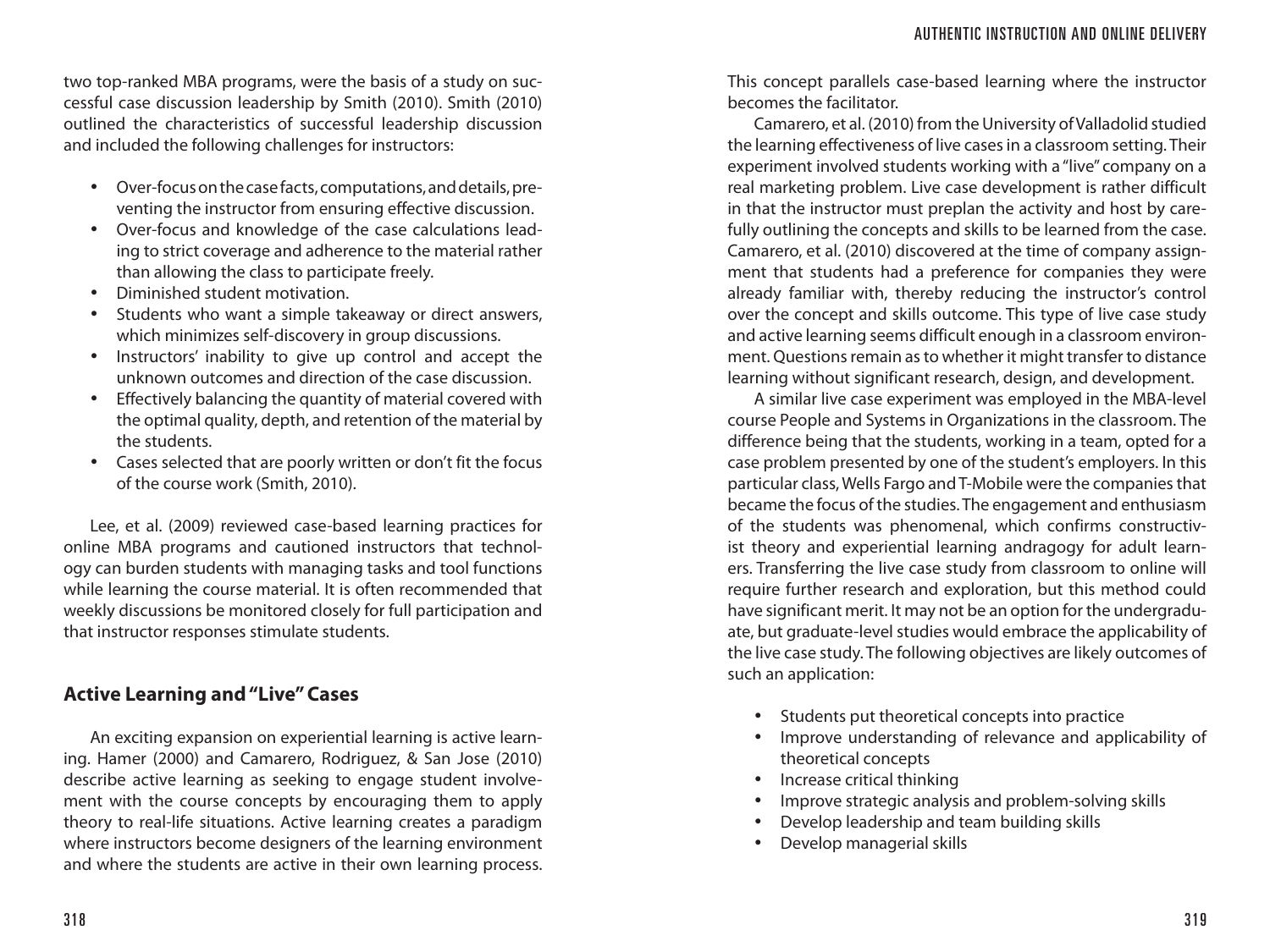two top-ranked MBA programs, were the basis of a study on successful case discussion leadership by Smith (2010). Smith (2010) outlined the characteristics of successful leadership discussion and included the following challenges for instructors:

- Over-focus on the case facts, computations, and details, preventing the instructor from ensuring effective discussion.
- Over-focus and knowledge of the case calculations leading to strict coverage and adherence to the material rather than allowing the class to participate freely.
- Diminished student motivation.
- Students who want a simple takeaway or direct answers, which minimizes self-discovery in group discussions.
- Instructors' inability to give up control and accept the unknown outcomes and direction of the case discussion.
- Effectively balancing the quantity of material covered with the optimal quality, depth, and retention of the material by the students.
- Cases selected that are poorly written or don't fit the focus of the course work (Smith, 2010).

Lee, et al. (2009) reviewed case-based learning practices for online MBA programs and cautioned instructors that technology can burden students with managing tasks and tool functions while learning the course material. It is often recommended that weekly discussions be monitored closely for full participation and that instructor responses stimulate students.

## Active Learning and "Live" Cases

An exciting expansion on experiential learning is active learning. Hamer (2000) and Camarero, Rodriguez, & San Jose (2010) describe active learning as seeking to engage student involvement with the course concepts by encouraging them to apply theory to real-life situations. Active learning creates a paradigm where instructors become designers of the learning environment and where the students are active in their own learning process. This concept parallels case-based learning where the instructor becomes the facilitator.

Camarero, et al. (2010) from the University of Valladolid studied the learning effectiveness of live cases in a classroom setting. Their experiment involved students working with a "live" company on a real marketing problem. Live case development is rather difficult in that the instructor must preplan the activity and host by carefully outlining the concepts and skills to be learned from the case. Camarero, et al. (2010) discovered at the time of company assignment that students had a preference for companies they were already familiar with, thereby reducing the instructor's control over the concept and skills outcome. This type of live case study and active learning seems difficult enough in a classroom environment. Questions remain as to whether it might transfer to distance learning without significant research, design, and development.

A similar live case experiment was employed in the MBA-level course People and Systems in Organizations in the classroom. The difference being that the students, working in a team, opted for a case problem presented by one of the student's employers. In this particular class, Wells Fargo and T-Mobile were the companies that became the focus of the studies. The engagement and enthusiasm of the students was phenomenal, which confirms constructivist theory and experiential learning andragogy for adult learners. Transferring the live case study from classroom to online will require further research and exploration, but this method could have significant merit. It may not be an option for the undergraduate, but graduate-level studies would embrace the applicability of the live case study. The following objectives are likely outcomes of such an application:

- Students put theoretical concepts into practice
- Improve understanding of relevance and applicability of theoretical concepts
- Increase critical thinking
- Improve strategic analysis and problem-solving skills
- Develop leadership and team building skills
- Develop managerial skills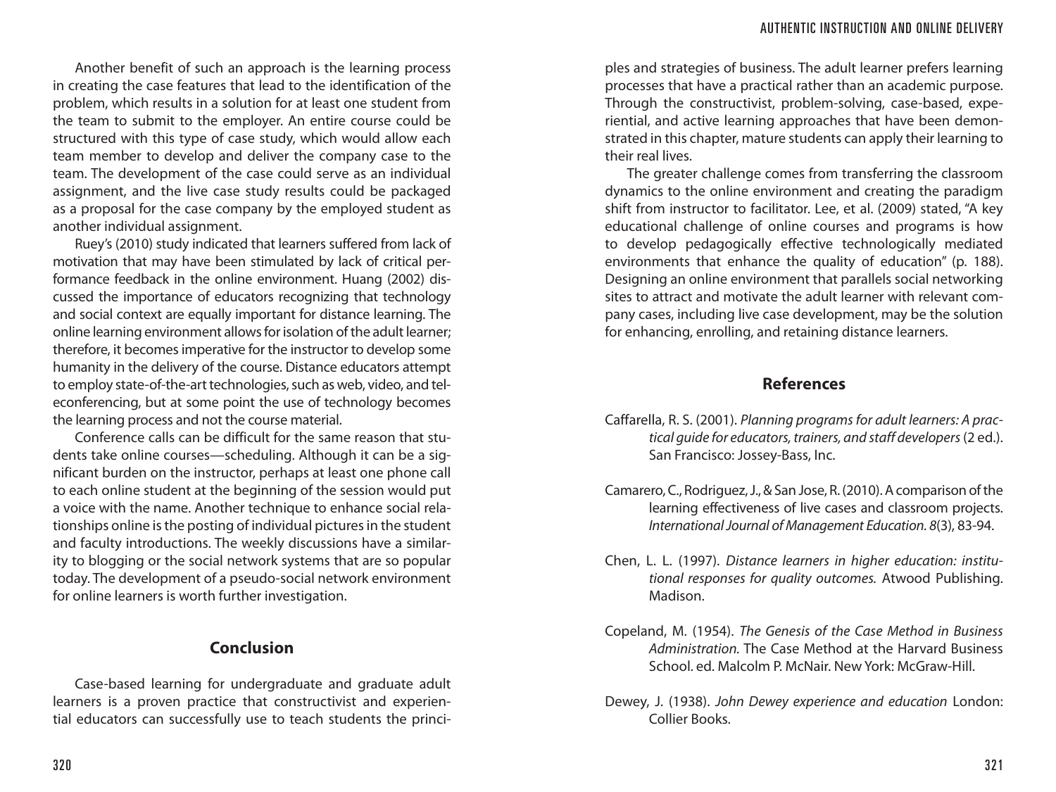Another benefit of such an approach is the learning process in creating the case features that lead to the identification of the problem, which results in a solution for at least one student from the team to submit to the employer. An entire course could be structured with this type of case study, which would allow each team member to develop and deliver the company case to the team. The development of the case could serve as an individual assignment, and the live case study results could be packaged as a proposal for the case company by the employed student as another individual assignment.

Ruey's (2010) study indicated that learners suffered from lack of motivation that may have been stimulated by lack of critical performance feedback in the online environment. Huang (2002) discussed the importance of educators recognizing that technology and social context are equally important for distance learning. The online learning environment allows for isolation of the adult learner; therefore, it becomes imperative for the instructor to develop some humanity in the delivery of the course. Distance educators attempt to employ state-of-the-art technologies, such as web, video, and teleconferencing, but at some point the use of technology becomes the learning process and not the course material.

Conference calls can be difficult for the same reason that students take online courses—scheduling. Although it can be a significant burden on the instructor, perhaps at least one phone call to each online student at the beginning of the session would put a voice with the name. Another technique to enhance social relationships online is the posting of individual pictures in the student and faculty introductions. The weekly discussions have a similarity to blogging or the social network systems that are so popular today. The development of a pseudo-social network environment for online learners is worth further investigation.

## Conclusion

Case-based learning for undergraduate and graduate adult learners is a proven practice that constructivist and experiential educators can successfully use to teach students the principles and strategies of business. The adult learner prefers learning processes that have a practical rather than an academic purpose. Through the constructivist, problem-solving, case-based, experiential, and active learning approaches that have been demonstrated in this chapter, mature students can apply their learning to their real lives.

The greater challenge comes from transferring the classroom dynamics to the online environment and creating the paradigm shift from instructor to facilitator. Lee, et al. (2009) stated, "A key educational challenge of online courses and programs is how to develop pedagogically effective technologically mediated environments that enhance the quality of education" (p. 188). Designing an online environment that parallels social networking sites to attract and motivate the adult learner with relevant company cases, including live case development, may be the solution for enhancing, enrolling, and retaining distance learners.

## References

Caffarella, R. S. (2001). *Planning programs for adult learners: A practical guide for educators, trainers, and staff developers* (2 ed.). San Francisco: Jossey-Bass, Inc.

Camarero, C., Rodriguez, J., & San Jose, R. (2010). A comparison of the learning effectiveness of live cases and classroom projects. *International Journal of Management Education. 8*(3), 83-94.

Chen, L. L. (1997). *Distance learners in higher education: institutional responses for quality outcomes.* Atwood Publishing. Madison.

Copeland, M. (1954). *The Genesis of the Case Method in Business Administration.* The Case Method at the Harvard Business School. ed. Malcolm P. McNair. New York: McGraw-Hill.

Dewey, J. (1938). *John Dewey experience and education* London: Collier Books.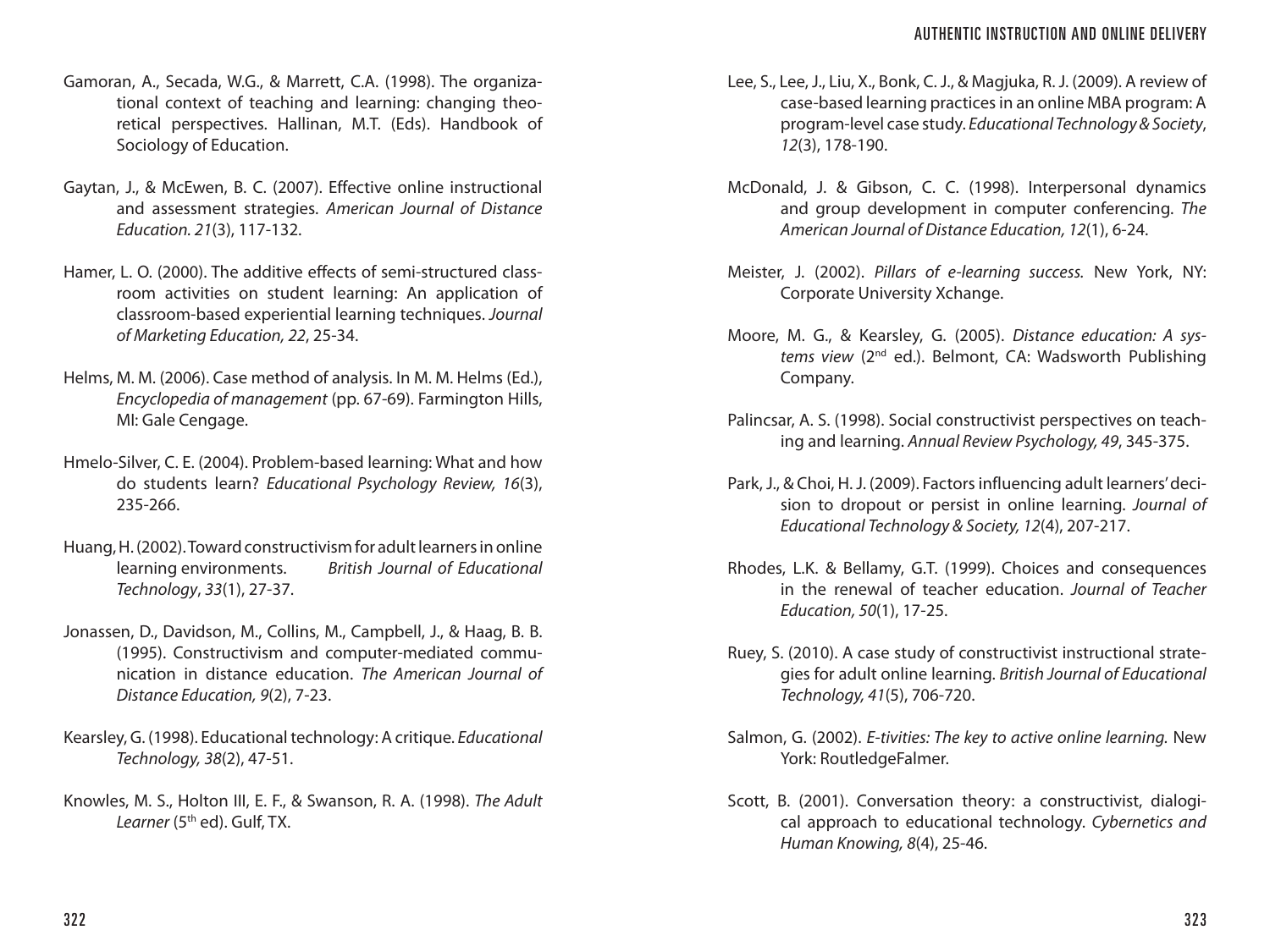Gamoran, A., Secada, W.G., & Marrett, C.A. (1998). The organizational context of teaching and learning: changing theoretical perspectives. Hallinan, M.T. (Eds). Handbook of Sociology of Education.

Gaytan, J., & McEwen, B. C. (2007). Effective online instructional and assessment strategies. *American Journal of Distance Education. 21*(3), 117-132.

Hamer, L. O. (2000). The additive effects of semi-structured classroom activities on student learning: An application of classroom-based experiential learning techniques. *Journal of Marketing Education, 22*, 25-34.

Helms, M. M. (2006). Case method of analysis. In M. M. Helms (Ed.), *Encyclopedia of management* (pp. 67-69). Farmington Hills, MI: Gale Cengage.

Hmelo-Silver, C. E. (2004). Problem-based learning: What and how do students learn? *Educational Psychology Review, 16*(3), 235-266.

Huang, H. (2002). Toward constructivism for adult learners in online learning environments. *British Journal of Educational Technology*, *33*(1), 27-37.

Jonassen, D., Davidson, M., Collins, M., Campbell, J., & Haag, B. B. (1995). Constructivism and computer-mediated communication in distance education. *The American Journal of Distance Education, 9*(2), 7-23.

Kearsley, G. (1998). Educational technology: A critique. *Educational Technology, 38*(2), 47-51.

Knowles, M. S., Holton III, E. F., & Swanson, R. A. (1998). *The Adult Learner* (5th ed). Gulf, TX.

Lee, S., Lee, J., Liu, X., Bonk, C. J., & Magjuka, R. J. (2009). A review of case-based learning practices in an online MBA program: A program-level case study. *Educational Technology & Society*, *12*(3), 178-190.

McDonald, J. & Gibson, C. C. (1998). Interpersonal dynamics and group development in computer conferencing. *The American Journal of Distance Education, 12*(1), 6-24.

Meister, J. (2002). *Pillars of e-learning success.* New York, NY: Corporate University Xchange.

Moore, M. G., & Kearsley, G. (2005). *Distance education: A systems view* (2nd ed.). Belmont, CA: Wadsworth Publishing Company.

Palincsar, A. S. (1998). Social constructivist perspectives on teaching and learning. *Annual Review Psychology, 49*, 345-375.

Park, J., & Choi, H. J. (2009). Factors influencing adult learners' decision to dropout or persist in online learning. *Journal of Educational Technology & Society, 12*(4), 207-217.

Rhodes, L.K. & Bellamy, G.T. (1999). Choices and consequences in the renewal of teacher education. *Journal of Teacher Education, 50*(1), 17-25.

Ruey, S. (2010). A case study of constructivist instructional strategies for adult online learning. *British Journal of Educational Technology, 41*(5), 706-720.

Salmon, G. (2002). *E-tivities: The key to active online learning.* New York: RoutledgeFalmer.

Scott, B. (2001). Conversation theory: a constructivist, dialogical approach to educational technology. *Cybernetics and Human Knowing, 8*(4), 25-46.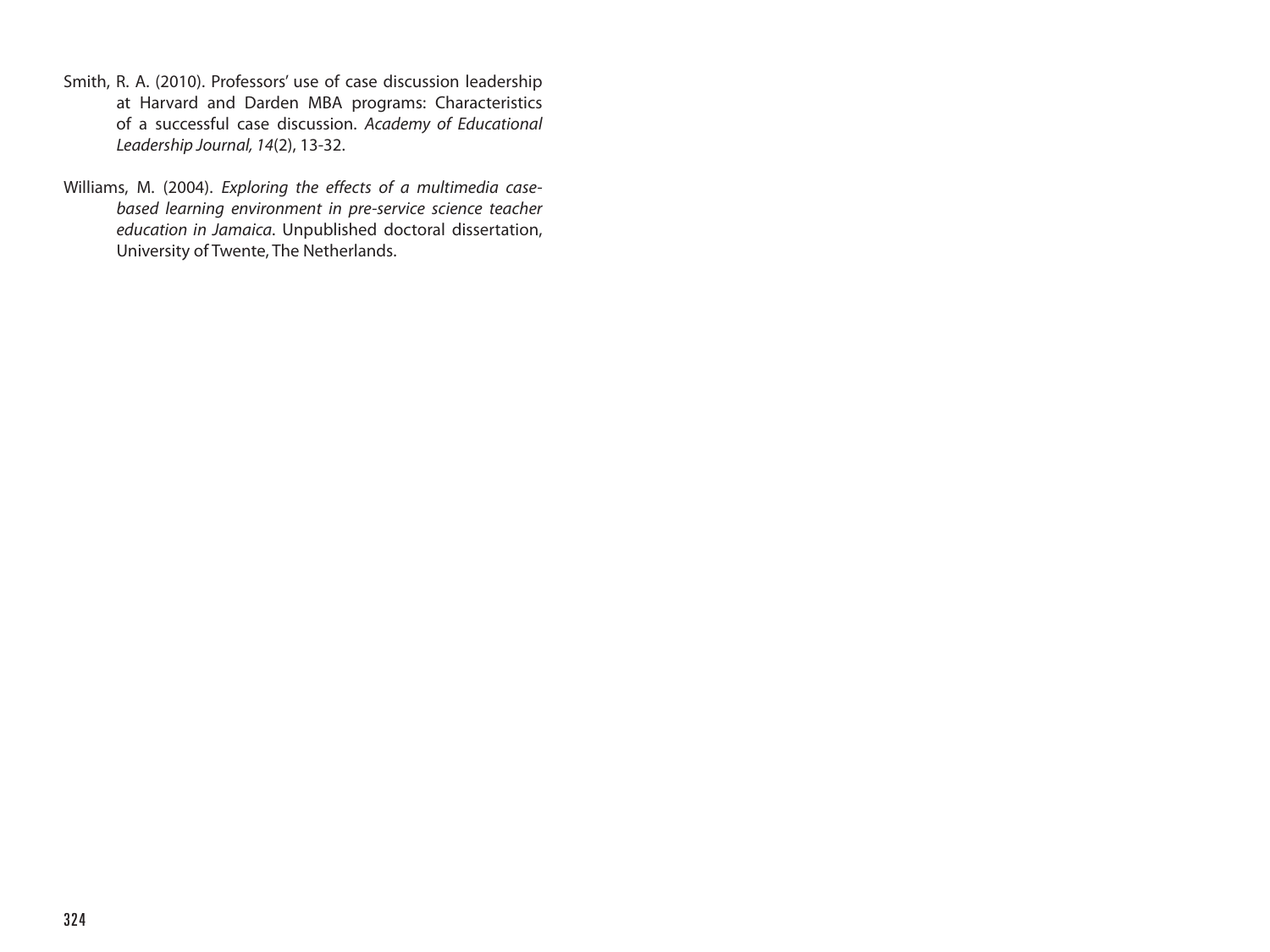Smith, R. A. (2010). Professors' use of case discussion leadership at Harvard and Darden MBA programs: Characteristics of a successful case discussion. *Academy of Educational Leadership Journal, 14*(2), 13-32.

Williams, M. (2004). *Exploring the effects of a multimedia case-based learning environment in pre-service science teacher education in Jamaica*. Unpublished doctoral dissertation, University of Twente, The Netherlands.